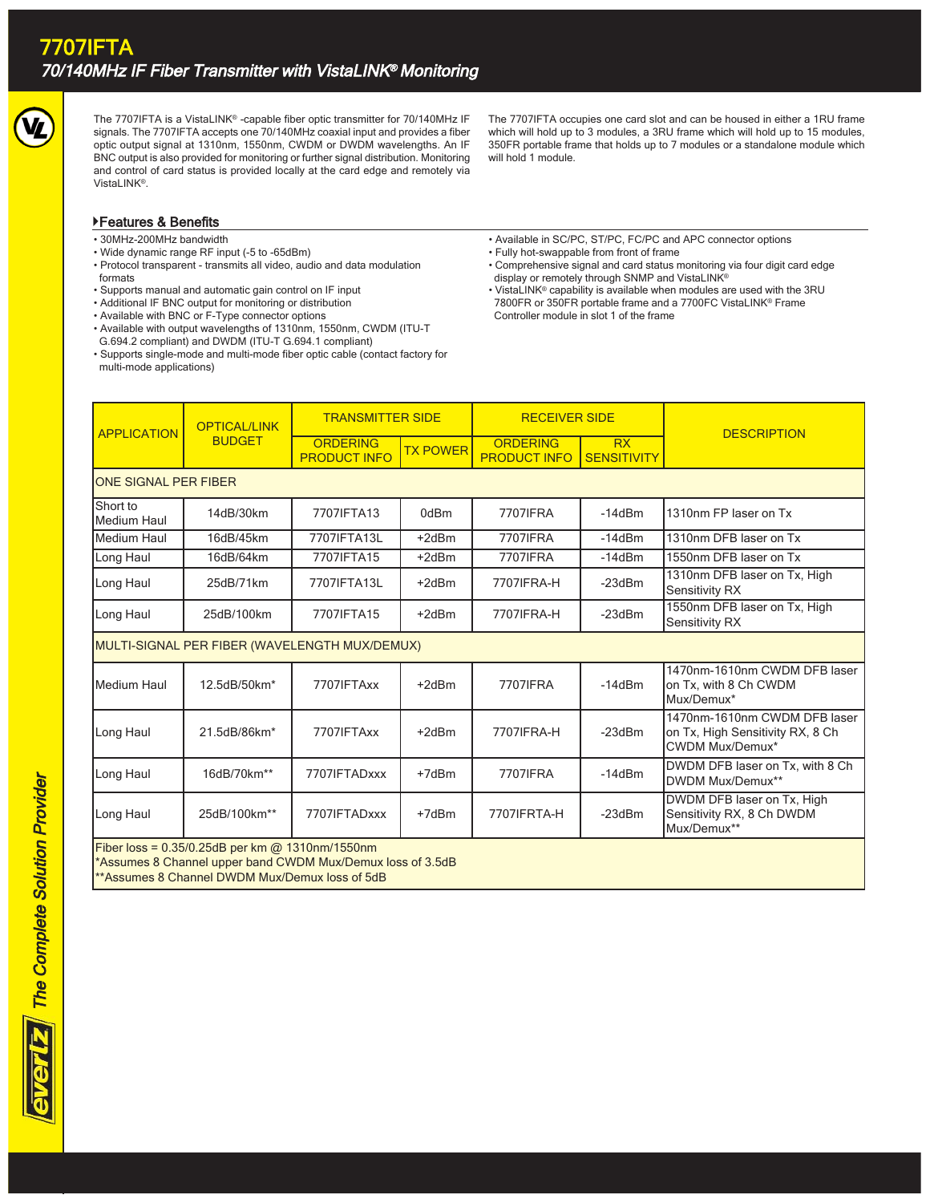# 7707IFTA

## 70/140MHz IF Fiber Transmitter with VistaLINK® Monitoring

The 7707IFTA is a VistaLINK® -capable fiber optic transmitter for 70/140MHz IF signals. The 7707IFTA accepts one 70/140MHz coaxial input and provides a fiber optic output signal at 1310nm, 1550nm, CWDM or DWDM wavelengths. An IF BNC output is also provided for monitoring or further signal distribution. Monitoring and control of card status is provided locally at the card edge and remotely via VistaLINK®.

The 7707IFTA occupies one card slot and can be housed in either a 1RU frame which will hold up to 3 modules, a 3RU frame which will hold up to 15 modules, 350FR portable frame that holds up to 7 modules or a standalone module which will hold 1 module.

### Features & Benefits

- 30MHz-200MHz bandwidth
- Wide dynamic range RF input (-5 to -65dBm)
- Protocol transparent - transmits all video, audio and data modulation formats
- Supports manual and automatic gain control on IF input
- Additional IF BNC output for monitoring or distribution
- Available with BNC or F-Type connector options
- Available with output wavelengths of 1310nm, 1550nm, CWDM (ITU-T G.694.2 compliant) and DWDM (ITU-T G.694.1 compliant)
- Supports single-mode and multi-mode fiber optic cable (contact factory for multi-mode applications)
- Available in SC/PC, ST/PC, FC/PC and APC connector options
- Fully hot-swappable from front of frame
- Comprehensive signal and card status monitoring via four digit card edge display or remotely through SNMP and VistaLINK®
- VistaLINK® capability is available when modules are used with the 3RU 7800FR or 350FR portable frame and a 7700FC VistaLINK® Frame Controller module in slot 1 of the frame

| APPLICATION | OPTICAL/LINK BUDGET | TRANSMITTER SIDE | | RECEIVER SIDE | | DESCRIPTION |
|---|---|---|---|---|---|---|
| | | ORDERING PRODUCT INFO | TX POWER | ORDERING PRODUCT INFO | RX SENSITIVITY | |
| ONE SIGNAL PER FIBER | | | | | | |
| Short to Medium Haul | 14dB/30km | 7707IFTA13 | 0dBm | 7707IFRA | -14dBm | 1310nm FP laser on Tx |
| Medium Haul | 16dB/45km | 7707IFTA13L | +2dBm | 7707IFRA | -14dBm | 1310nm DFB laser on Tx |
| Long Haul | 16dB/64km | 7707IFTA15 | +2dBm | 7707IFRA | -14dBm | 1550nm DFB laser on Tx |
| Long Haul | 25dB/71km | 7707IFTA13L | +2dBm | 7707IFRA-H | -23dBm | 1310nm DFB laser on Tx, High Sensitivity RX |
| Long Haul | 25dB/100km | 7707IFTA15 | +2dBm | 7707IFRA-H | -23dBm | 1550nm DFB laser on Tx, High Sensitivity RX |
| MULTI-SIGNAL PER FIBER (WAVELENGTH MUX/DEMUX) | | | | | | |
| Medium Haul | 12.5dB/50km* | 7707IFTAxx | +2dBm | 7707IFRA | -14dBm | 1470nm-1610nm CWDM DFB laser on Tx, with 8 Ch CWDM Mux/Demux* |
| Long Haul | 21.5dB/86km* | 7707IFTAxx | +2dBm | 7707IFRA-H | -23dBm | 1470nm-1610nm CWDM DFB laser on Tx, High Sensitivity RX, 8 Ch CWDM Mux/Demux* |
| Long Haul | 16dB/70km** | 7707IFTADxxx | +7dBm | 7707IFRA | -14dBm | DWDM DFB laser on Tx, with 8 Ch DWDM Mux/Demux** |
| Long Haul | 25dB/100km** | 7707IFTADxxx | +7dBm | 7707IFRTA-H | -23dBm | DWDM DFB laser on Tx, High Sensitivity RX, 8 Ch DWDM Mux/Demux** |

Fiber loss = 0.35/0.25dB per km @ 1310nm/1550nm
*Assumes 8 Channel upper band CWDM Mux/Demux loss of 3.5dB
**Assumes 8 Channel DWDM Mux/Demux loss of 5dB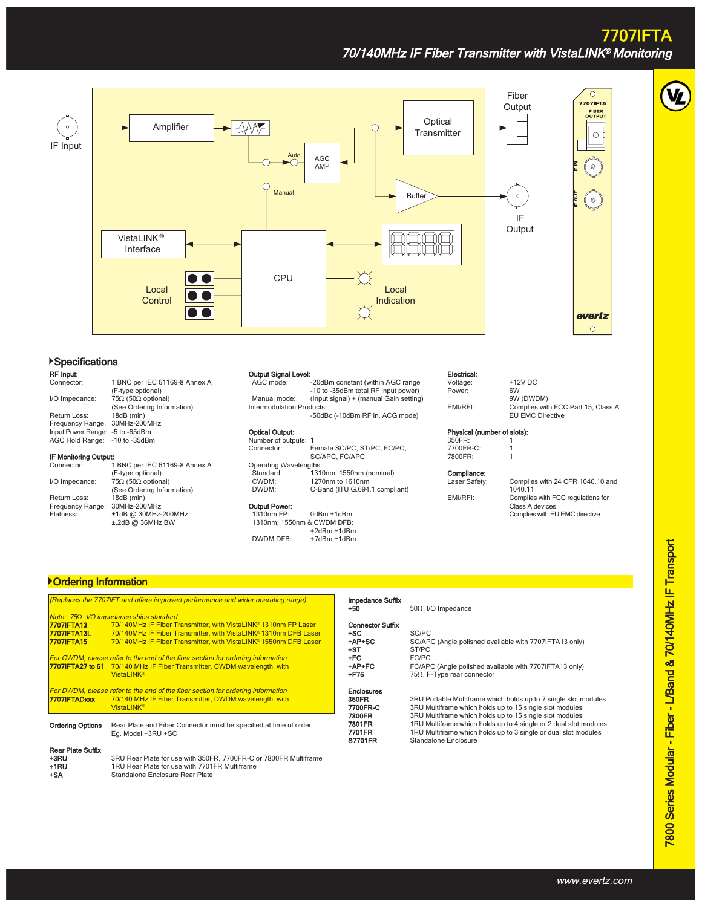# 7707IFTA

## 70/140MHz IF Fiber Transmitter with VistaLINK® Monitoring

IF Input
Amplifier
Auto
AGC AMP
Manual
Optical Transmitter
Fiber Output
Buffer
IF Output
VistaLINK® Interface
CPU
Local Control
Local Indication

7707IFTA
FIBER OUTPUT
IF IN
IF OUT
evertz

## Specifications

**RF Input:**

| | |
|---|---|
| Connector: | 1 BNC per IEC 61169-8 Annex A (F-type optional) |
| I/O Impedance: | 75Ω (50Ω optional) (See Ordering Information) |
| Return Loss: | 18dB (min) |
| Frequency Range: | 30MHz-200MHz |
| Input Power Range: | -5 to -65dBm |
| AGC Hold Range: | -10 to -35dBm |

**IF Monitoring Output:**

| | |
|---|---|
| Connector: | 1 BNC per IEC 61169-8 Annex A (F-type optional) |
| I/O Impedance: | 75Ω (50Ω optional) (See Ordering Information) |
| Return Loss: | 18dB (min) |
| Frequency Range: | 30MHz-200MHz |
| Flatness: | ±1dB @ 30MHz-200MHz<br>±.2dB @ 36MHz BW |

**Output Signal Level:**

| | |
|---|---|
| AGC mode: | -20dBm constant (within AGC range -10 to -35dBm total RF input power) |
| Manual mode: | (Input signal) + (manual Gain setting) |
| Intermodulation Products: | -50dBc (-10dBm RF in, ACG mode) |

**Optical Output:**

| | |
|---|---|
| Number of outputs: | 1 |
| Connector: | Female SC/PC, ST/PC, FC/PC, SC/APC, FC/APC |

Operating Wavelengths:

| | |
|---|---|
| Standard: | 1310nm, 1550nm (nominal) |
| CWDM: | 1270nm to 1610nm |
| DWDM: | C-Band (ITU G.694.1 compliant) |

**Output Power:**

| | |
|---|---|
| 1310nm FP: | 0dBm ±1dBm |
| 1310nm, 1550nm & CWDM DFB: | +2dBm ±1dBm |
| DWDM DFB: | +7dBm ±1dBm |

**Electrical:**

| | |
|---|---|
| Voltage: | +12V DC |
| Power: | 6W<br>9W (DWDM) |
| EMI/RFI: | Complies with FCC Part 15, Class A<br>EU EMC Directive |

**Physical (number of slots):**

| | |
|---|---|
| 350FR: | 1 |
| 7700FR-C: | 1 |
| 7800FR: | 1 |

**Compliance:**

| | |
|---|---|
| Laser Safety: | Complies with 24 CFR 1040.10 and 1040.11 |
| EMI/RFI: | Complies with FCC regulations for Class A devices<br>Complies with EU EMC directive |

## Ordering Information

*(Replaces the 7707IFT and offers improved performance and wider operating range)*

*Note: 75Ω I/O impedance ships standard*

| | |
|---|---|
| **7707IFTA13** | 70/140MHz IF Fiber Transmitter, with VistaLINK® 1310nm FP Laser |
| **7707IFTA13L** | 70/140MHz IF Fiber Transmitter, with VistaLINK® 1310nm DFB Laser |
| **7707IFTA15** | 70/140MHz IF Fiber Transmitter, with VistaLINK® 1550nm DFB Laser |

*For CWDM, please refer to the end of the fiber section for ordering information*

| | |
|---|---|
| **7707IFTA27 to 61** | 70/140 MHz IF Fiber Transmitter, CWDM wavelength, with VistaLINK® |

*For DWDM, please refer to the end of the fiber section for ordering information*

| | |
|---|---|
| **7707IFTADxxx** | 70/140 MHz IF Fiber Transmitter, DWDM wavelength, with VistaLINK® |

**Ordering Options** Rear Plate and Fiber Connector must be specified at time of order Eg. Model +3RU +SC

**Rear Plate Suffix**

| | |
|---|---|
| **+3RU** | 3RU Rear Plate for use with 350FR, 7700FR-C or 7800FR Multiframe |
| **+1RU** | 1RU Rear Plate for use with 7701FR Multiframe |
| **+SA** | Standalone Enclosure Rear Plate |

**Impedance Suffix**

| | |
|---|---|
| **+50** | 50Ω I/O Impedance |

**Connector Suffix**

| | |
|---|---|
| **+SC** | SC/PC |
| **+AP+SC** | SC/APC (Angle polished available with 7707IFTA13 only) |
| **+ST** | ST/PC |
| **+FC** | FC/PC |
| **+AP+FC** | FC/APC (Angle polished available with 7707IFTA13 only) |
| **+F75** | 75Ω, F-Type rear connector |

**Enclosures**

| | |
|---|---|
| **350FR** | 3RU Portable Multiframe which holds up to 7 single slot modules |
| **7700FR-C** | 3RU Multiframe which holds up to 15 single slot modules |
| **7800FR** | 3RU Multiframe which holds up to 15 single slot modules |
| **7801FR** | 1RU Multiframe which holds up to 4 single or 2 dual slot modules |
| **7701FR** | 1RU Multiframe which holds up to 3 single or dual slot modules |
| **S7701FR** | Standalone Enclosure |